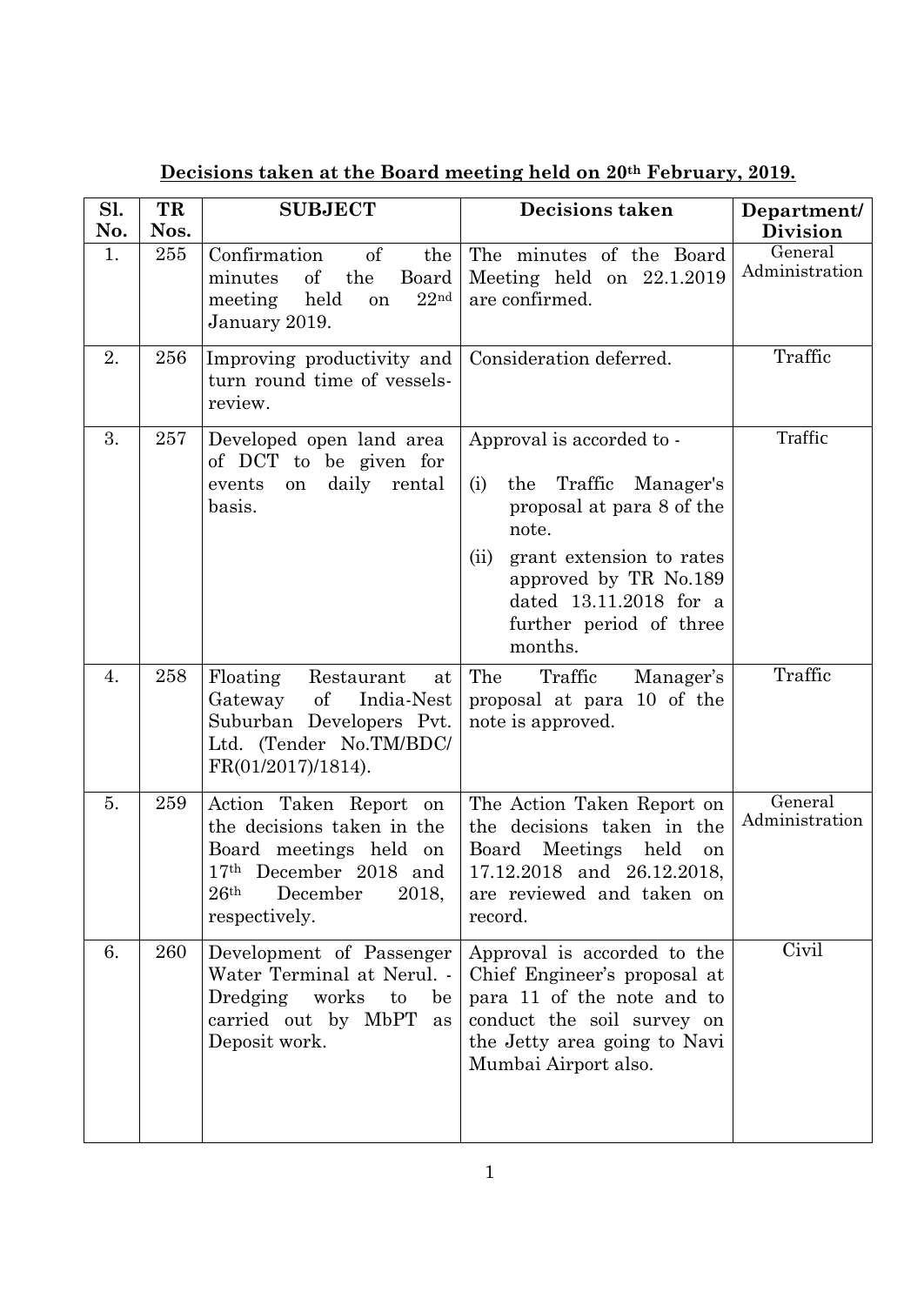**Decisions taken at the Board meeting held on 20th February, 2019.**

| Sl. No. | TR Nos. | SUBJECT | Decisions taken | Department/ Division |
|---|---|---|---|---|
| 1. | 255 | Confirmation of the minutes of the Board meeting held on 22nd January 2019. | The minutes of the Board Meeting held on 22.1.2019 are confirmed. | General Administration |
| 2. | 256 | Improving productivity and turn round time of vessels-review. | Consideration deferred. | Traffic |
| 3. | 257 | Developed open land area of DCT to be given for events on daily rental basis. | Approval is accorded to -<br>(i) the Traffic Manager's proposal at para 8 of the note.<br>(ii) grant extension to rates approved by TR No.189 dated 13.11.2018 for a further period of three months. | Traffic |
| 4. | 258 | Floating Restaurant at Gateway of India-Nest Suburban Developers Pvt. Ltd. (Tender No.TM/BDC/ FR(01/2017)/1814). | The Traffic Manager's proposal at para 10 of the note is approved. | Traffic |
| 5. | 259 | Action Taken Report on the decisions taken in the Board meetings held on 17th December 2018 and 26th December 2018, respectively. | The Action Taken Report on the decisions taken in the Board Meetings held on 17.12.2018 and 26.12.2018, are reviewed and taken on record. | General Administration |
| 6. | 260 | Development of Passenger Water Terminal at Nerul. - Dredging works to be carried out by MbPT as Deposit work. | Approval is accorded to the Chief Engineer's proposal at para 11 of the note and to conduct the soil survey on the Jetty area going to Navi Mumbai Airport also. | Civil |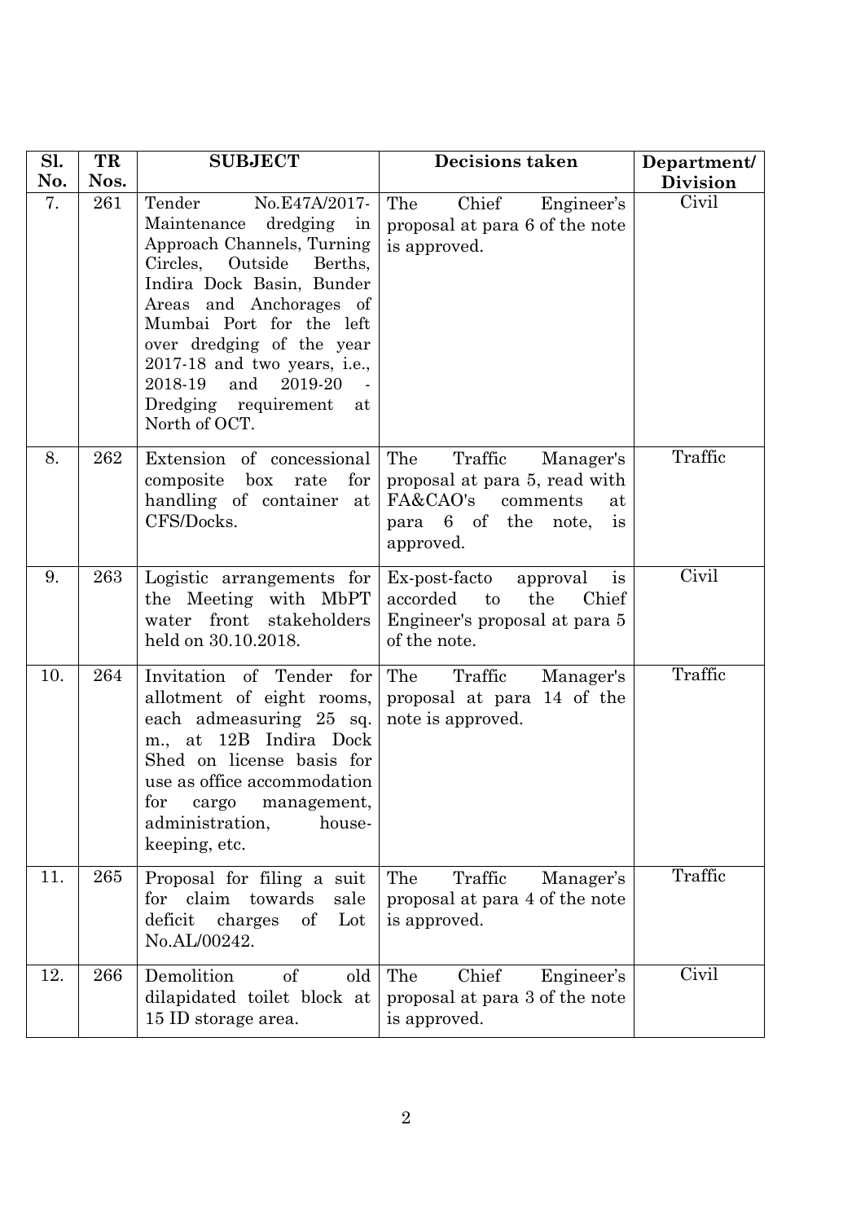| Sl. No. | TR Nos. | SUBJECT | Decisions taken | Department/ Division |
|---|---|---|---|---|
| 7. | 261 | Tender No.E47A/2017-Maintenance dredging in Approach Channels, Turning Circles, Outside Berths, Indira Dock Basin, Bunder Areas and Anchorages of Mumbai Port for the left over dredging of the year 2017-18 and two years, i.e., 2018-19 and 2019-20 - Dredging requirement at North of OCT. | The Chief Engineer's proposal at para 6 of the note is approved. | Civil |
| 8. | 262 | Extension of concessional composite box rate for handling of container at CFS/Docks. | The Traffic Manager's proposal at para 5, read with FA&CAO's comments at para 6 of the note, is approved. | Traffic |
| 9. | 263 | Logistic arrangements for the Meeting with MbPT water front stakeholders held on 30.10.2018. | Ex-post-facto approval is accorded to the Chief Engineer's proposal at para 5 of the note. | Civil |
| 10. | 264 | Invitation of Tender for allotment of eight rooms, each admeasuring 25 sq. m., at 12B Indira Dock Shed on license basis for use as office accommodation for cargo management, administration, house-keeping, etc. | The Traffic Manager's proposal at para 14 of the note is approved. | Traffic |
| 11. | 265 | Proposal for filing a suit for claim towards sale deficit charges of Lot No.AL/00242. | The Traffic Manager's proposal at para 4 of the note is approved. | Traffic |
| 12. | 266 | Demolition of old dilapidated toilet block at 15 ID storage area. | The Chief Engineer's proposal at para 3 of the note is approved. | Civil |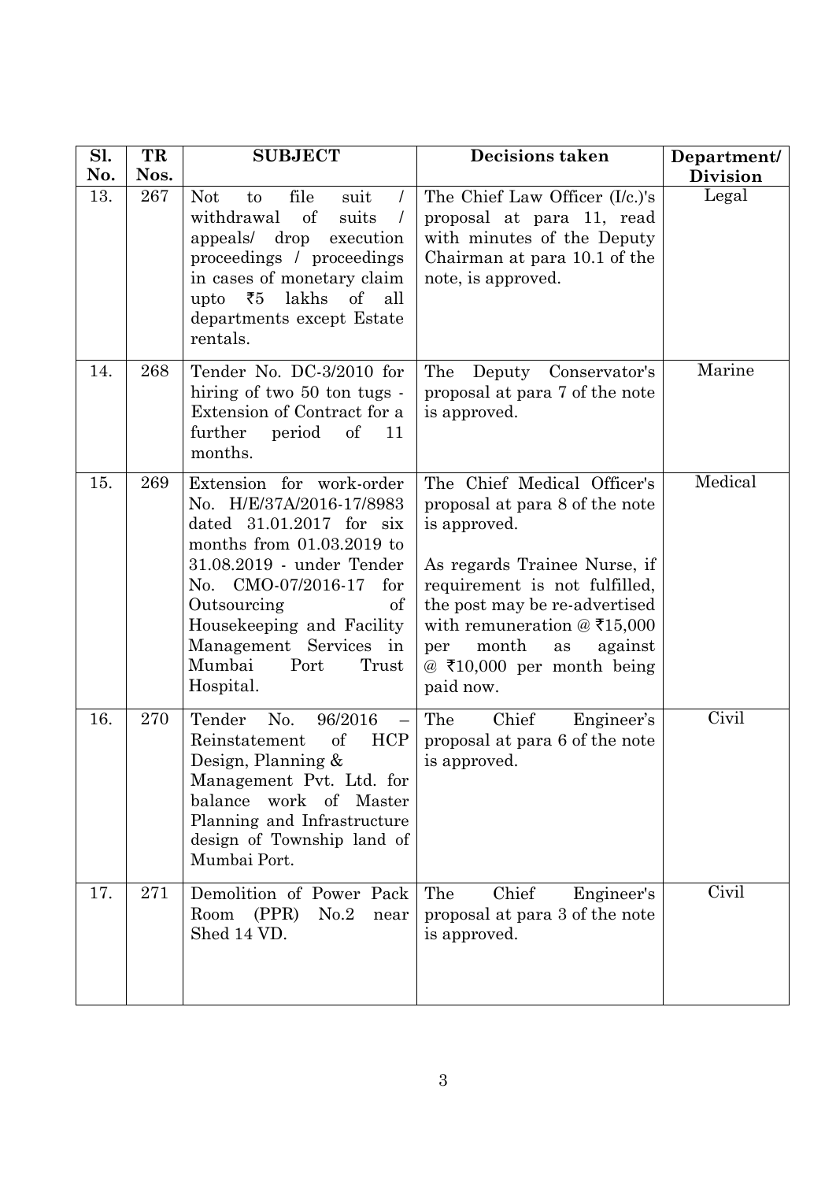| Sl. No. | TR Nos. | SUBJECT | Decisions taken | Department/ Division |
|---|---|---|---|---|
| 13. | 267 | Not to file suit / withdrawal of suits / appeals/ drop execution proceedings / proceedings in cases of monetary claim upto ₹5 lakhs of all departments except Estate rentals. | The Chief Law Officer (I/c.)'s proposal at para 11, read with minutes of the Deputy Chairman at para 10.1 of the note, is approved. | Legal |
| 14. | 268 | Tender No. DC-3/2010 for hiring of two 50 ton tugs - Extension of Contract for a further period of 11 months. | The Deputy Conservator's proposal at para 7 of the note is approved. | Marine |
| 15. | 269 | Extension for work-order No. H/E/37A/2016-17/8983 dated 31.01.2017 for six months from 01.03.2019 to 31.08.2019 - under Tender No. CMO-07/2016-17 for Outsourcing of Housekeeping and Facility Management Services in Mumbai Port Trust Hospital. | The Chief Medical Officer's proposal at para 8 of the note is approved.<br><br>As regards Trainee Nurse, if requirement is not fulfilled, the post may be re-advertised with remuneration @ ₹15,000 per month as against @ ₹10,000 per month being paid now. | Medical |
| 16. | 270 | Tender No. 96/2016 – Reinstatement of HCP Design, Planning & Management Pvt. Ltd. for balance work of Master Planning and Infrastructure design of Township land of Mumbai Port. | The Chief Engineer's proposal at para 6 of the note is approved. | Civil |
| 17. | 271 | Demolition of Power Pack Room (PPR) No.2 near Shed 14 VD. | The Chief Engineer's proposal at para 3 of the note is approved. | Civil |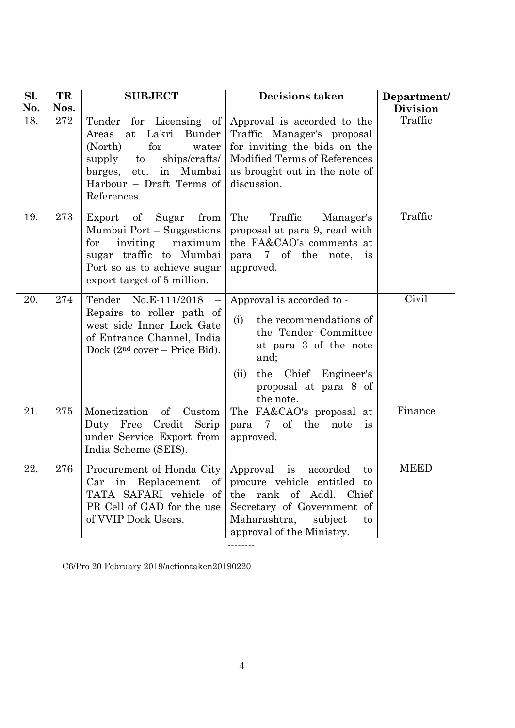| Sl. No. | TR Nos. | SUBJECT | Decisions taken | Department/ Division |
|---|---|---|---|---|
| 18. | 272 | Tender for Licensing of Areas at Lakri Bunder (North) for water supply to ships/crafts/ barges, etc. in Mumbai Harbour – Draft Terms of References. | Approval is accorded to the Traffic Manager's proposal for inviting the bids on the Modified Terms of References as brought out in the note of discussion. | Traffic |
| 19. | 273 | Export of Sugar from Mumbai Port – Suggestions for inviting maximum sugar traffic to Mumbai Port so as to achieve sugar export target of 5 million. | The Traffic Manager's proposal at para 9, read with the FA&CAO's comments at para 7 of the note, is approved. | Traffic |
| 20. | 274 | Tender No.E-111/2018 – Repairs to roller path of west side Inner Lock Gate of Entrance Channel, India Dock (2nd cover – Price Bid). | Approval is accorded to - (i) the recommendations of the Tender Committee at para 3 of the note and; (ii) the Chief Engineer's proposal at para 8 of the note. | Civil |
| 21. | 275 | Monetization of Custom Duty Free Credit Scrip under Service Export from India Scheme (SEIS). | The FA&CAO's proposal at para 7 of the note is approved. | Finance |
| 22. | 276 | Procurement of Honda City Car in Replacement of TATA SAFARI vehicle of PR Cell of GAD for the use of VVIP Dock Users. | Approval is accorded to procure vehicle entitled to the rank of Addl. Chief Secretary of Government of Maharashtra, subject to approval of the Ministry. | MEED |

--------

C6/Pro 20 February 2019/actiontaken20190220